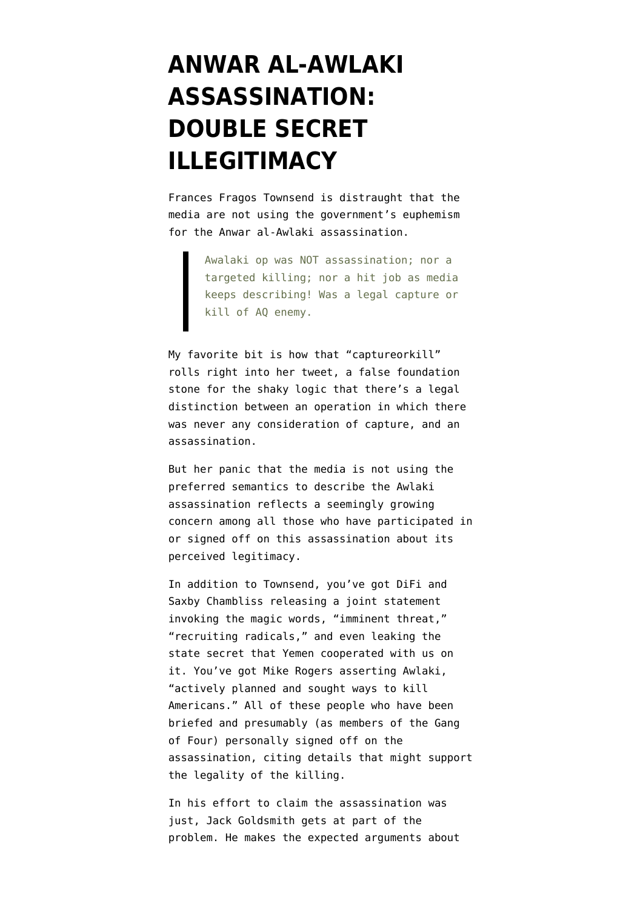# ANWAR AL-AWLAKI ASSASSINATION: DOUBLE SECRET ILLEGITIMACY

Frances Fragos Townsend is distraught that the media are not using the government's euphemism for the Anwar al-Awlaki assassination.

> Awalaki op was NOT assassination; nor a targeted killing; nor a hit job as media keeps describing! Was a legal capture or kill of AQ enemy.

My favorite bit is how that "captureorkill" rolls right into her tweet, a false foundation stone for the shaky logic that there's a legal distinction between an operation in which there was never any consideration of capture, and an assassination.

But her panic that the media is not using the preferred semantics to describe the Awlaki assassination reflects a seemingly growing concern among all those who have participated in or signed off on this assassination about its perceived legitimacy.

In addition to Townsend, you've got DiFi and Saxby Chambliss releasing a joint statement invoking the magic words, "imminent threat," "recruiting radicals," and even leaking the state secret that Yemen cooperated with us on it. You've got Mike Rogers asserting Awlaki, "actively planned and sought ways to kill Americans." All of these people who have been briefed and presumably (as members of the Gang of Four) personally signed off on the assassination, citing details that might support the legality of the killing.

In his effort to claim the assassination was just, Jack Goldsmith gets at part of the problem. He makes the expected arguments about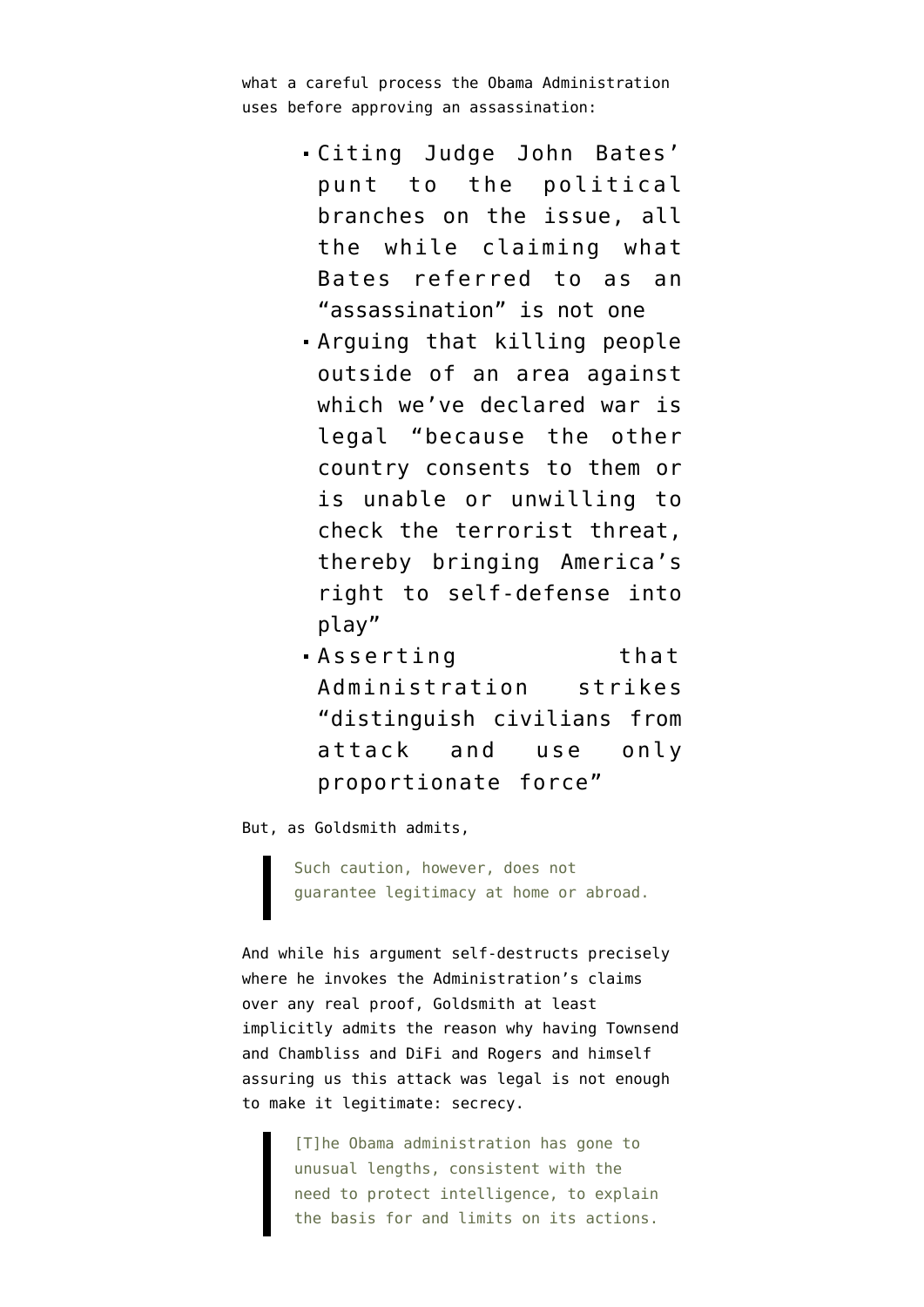what a careful process the Obama Administration uses before approving an assassination:

- Citing Judge John Bates' punt to the political branches on the issue, all the while claiming what Bates referred to as an "assassination" is not one
- Arguing that killing people outside of an area against which we've declared war is legal "because the other country consents to them or is unable or unwilling to check the terrorist threat, thereby bringing America's right to self-defense into play"
- Asserting that Administration strikes "distinguish civilians from attack and use only proportionate force"

But, as Goldsmith admits,

> Such caution, however, does not guarantee legitimacy at home or abroad.

And while his argument self-destructs precisely where he invokes the Administration's claims over any real proof, Goldsmith at least implicitly admits the reason why having Townsend and Chambliss and DiFi and Rogers and himself assuring us this attack was legal is not enough to make it legitimate: secrecy.

> [T]he Obama administration has gone to unusual lengths, consistent with the need to protect intelligence, to explain the basis for and limits on its actions.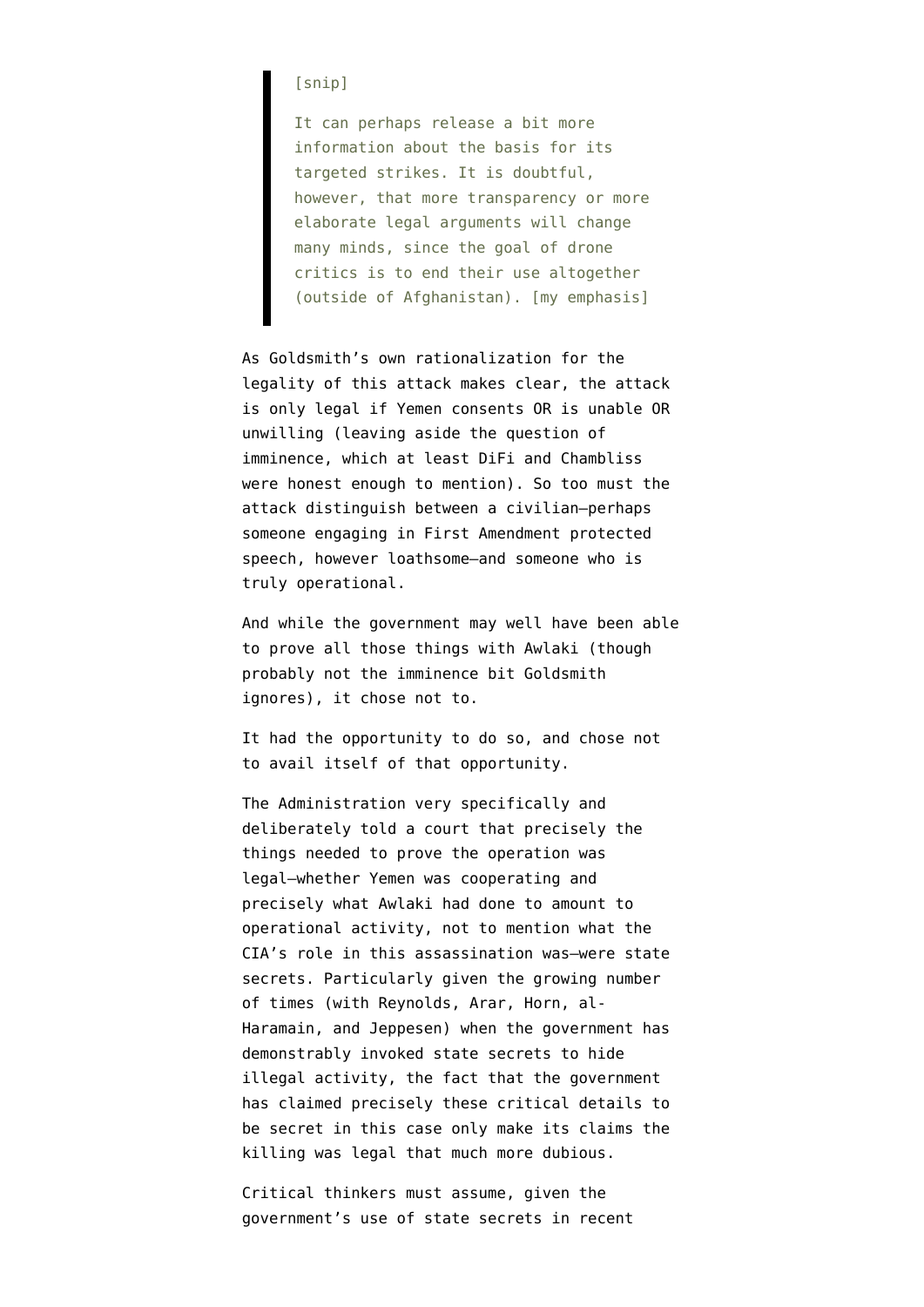> [snip]
>
> It can perhaps release a bit more information about the basis for its targeted strikes. It is doubtful, however, that more transparency or more elaborate legal arguments will change many minds, since the goal of drone critics is to end their use altogether (outside of Afghanistan). [my emphasis]

As Goldsmith's own rationalization for the legality of this attack makes clear, the attack is only legal if Yemen consents OR is unable OR unwilling (leaving aside the question of imminence, which at least DiFi and Chambliss were honest enough to mention). So too must the attack distinguish between a civilian—perhaps someone engaging in First Amendment protected speech, however loathsome—and someone who is truly operational.

And while the government may well have been able to prove all those things with Awlaki (though probably not the imminence bit Goldsmith ignores), it chose not to.

It had the opportunity to do so, and chose not to avail itself of that opportunity.

The Administration very specifically and deliberately told a court that precisely the things needed to prove the operation was legal—whether Yemen was cooperating and precisely what Awlaki had done to amount to operational activity, not to mention what the CIA's role in this assassination was—were state secrets. Particularly given the growing number of times (with Reynolds, Arar, Horn, al-Haramain, and Jeppesen) when the government has demonstrably invoked state secrets to hide illegal activity, the fact that the government has claimed precisely these critical details to be secret in this case only make its claims the killing was legal that much more dubious.

Critical thinkers must assume, given the government's use of state secrets in recent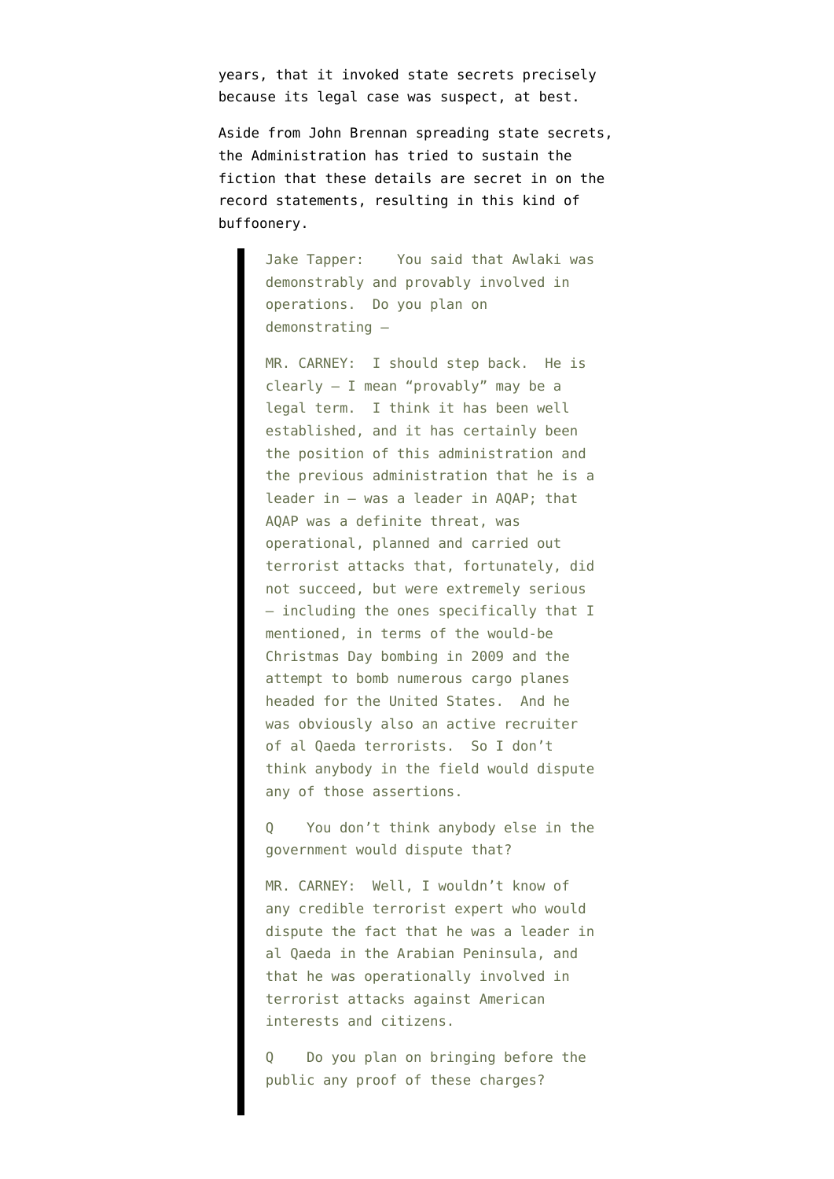years, that it invoked state secrets precisely because its legal case was suspect, at best.

Aside from John Brennan spreading state secrets, the Administration has tried to sustain the fiction that these details are secret in on the record statements, resulting in this kind of buffoonery.

> Jake Tapper: You said that Awlaki was demonstrably and provably involved in operations. Do you plan on demonstrating —
>
> MR. CARNEY: I should step back. He is clearly — I mean "provably" may be a legal term. I think it has been well established, and it has certainly been the position of this administration and the previous administration that he is a leader in — was a leader in AQAP; that AQAP was a definite threat, was operational, planned and carried out terrorist attacks that, fortunately, did not succeed, but were extremely serious — including the ones specifically that I mentioned, in terms of the would-be Christmas Day bombing in 2009 and the attempt to bomb numerous cargo planes headed for the United States. And he was obviously also an active recruiter of al Qaeda terrorists. So I don't think anybody in the field would dispute any of those assertions.
>
> Q You don't think anybody else in the government would dispute that?
>
> MR. CARNEY: Well, I wouldn't know of any credible terrorist expert who would dispute the fact that he was a leader in al Qaeda in the Arabian Peninsula, and that he was operationally involved in terrorist attacks against American interests and citizens.
>
> Q Do you plan on bringing before the public any proof of these charges?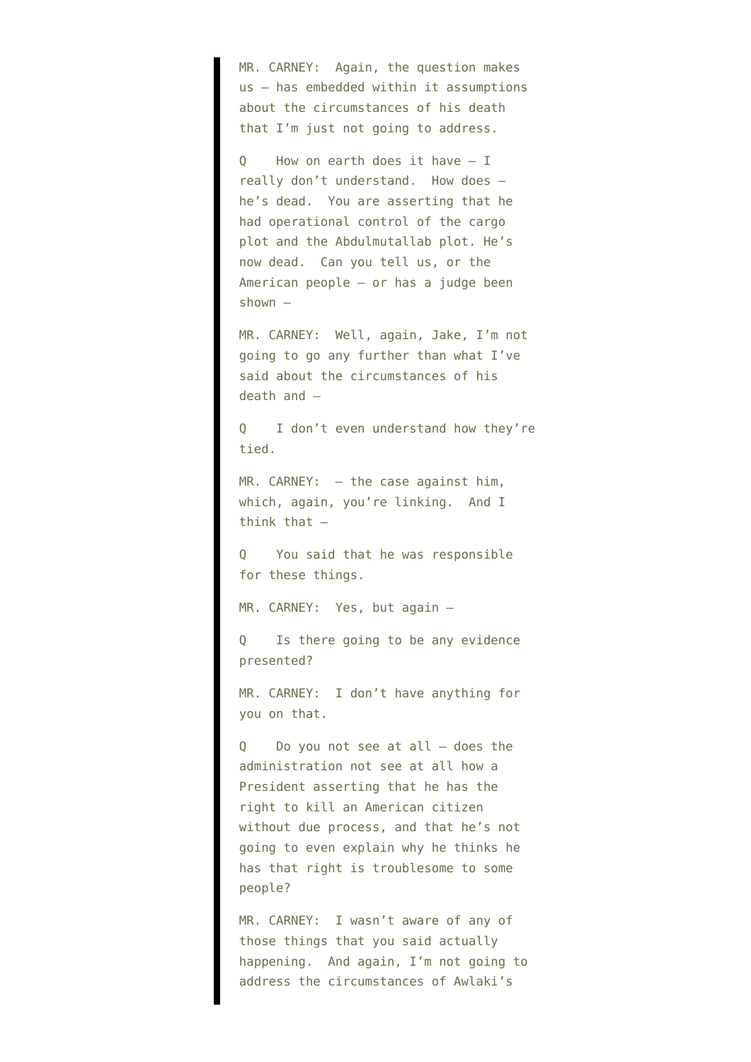MR. CARNEY: Again, the question makes us – has embedded within it assumptions about the circumstances of his death that I'm just not going to address.

Q How on earth does it have – I really don't understand. How does – he's dead. You are asserting that he had operational control of the cargo plot and the Abdulmutallab plot. He's now dead. Can you tell us, or the American people – or has a judge been shown –

MR. CARNEY: Well, again, Jake, I'm not going to go any further than what I've said about the circumstances of his death and –

Q I don't even understand how they're tied.

MR. CARNEY: – the case against him, which, again, you're linking. And I think that –

Q You said that he was responsible for these things.

MR. CARNEY: Yes, but again –

Q Is there going to be any evidence presented?

MR. CARNEY: I don't have anything for you on that.

Q Do you not see at all – does the administration not see at all how a President asserting that he has the right to kill an American citizen without due process, and that he's not going to even explain why he thinks he has that right is troublesome to some people?

MR. CARNEY: I wasn't aware of any of those things that you said actually happening. And again, I'm not going to address the circumstances of Awlaki's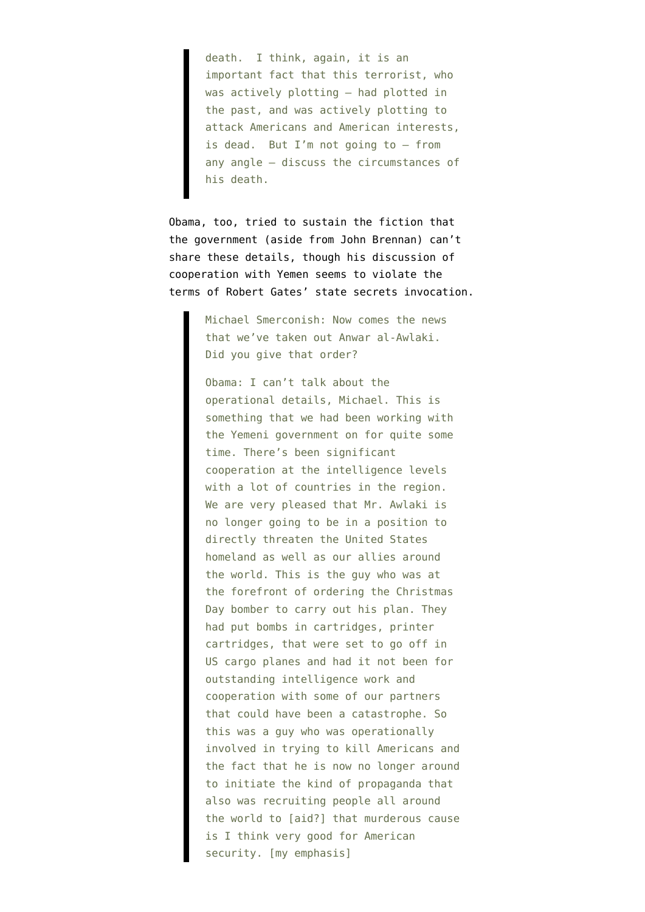> death. I think, again, it is an important fact that this terrorist, who was actively plotting — had plotted in the past, and was actively plotting to attack Americans and American interests, is dead. But I'm not going to — from any angle — discuss the circumstances of his death.

Obama, too, tried to sustain the fiction that the government (aside from John Brennan) can't share these details, though his discussion of cooperation with Yemen seems to violate the terms of Robert Gates' state secrets invocation.

> Michael Smerconish: Now comes the news that we've taken out Anwar al-Awlaki. Did you give that order?
>
> Obama: I can't talk about the operational details, Michael. This is something that we had been working with the Yemeni government on for quite some time. There's been significant cooperation at the intelligence levels with a lot of countries in the region. We are very pleased that Mr. Awlaki is no longer going to be in a position to directly threaten the United States homeland as well as our allies around the world. This is the guy who was at the forefront of ordering the Christmas Day bomber to carry out his plan. They had put bombs in cartridges, printer cartridges, that were set to go off in US cargo planes and had it not been for outstanding intelligence work and cooperation with some of our partners that could have been a catastrophe. So this was a guy who was operationally involved in trying to kill Americans and the fact that he is now no longer around to initiate the kind of propaganda that also was recruiting people all around the world to [aid?] that murderous cause is I think very good for American security. [my emphasis]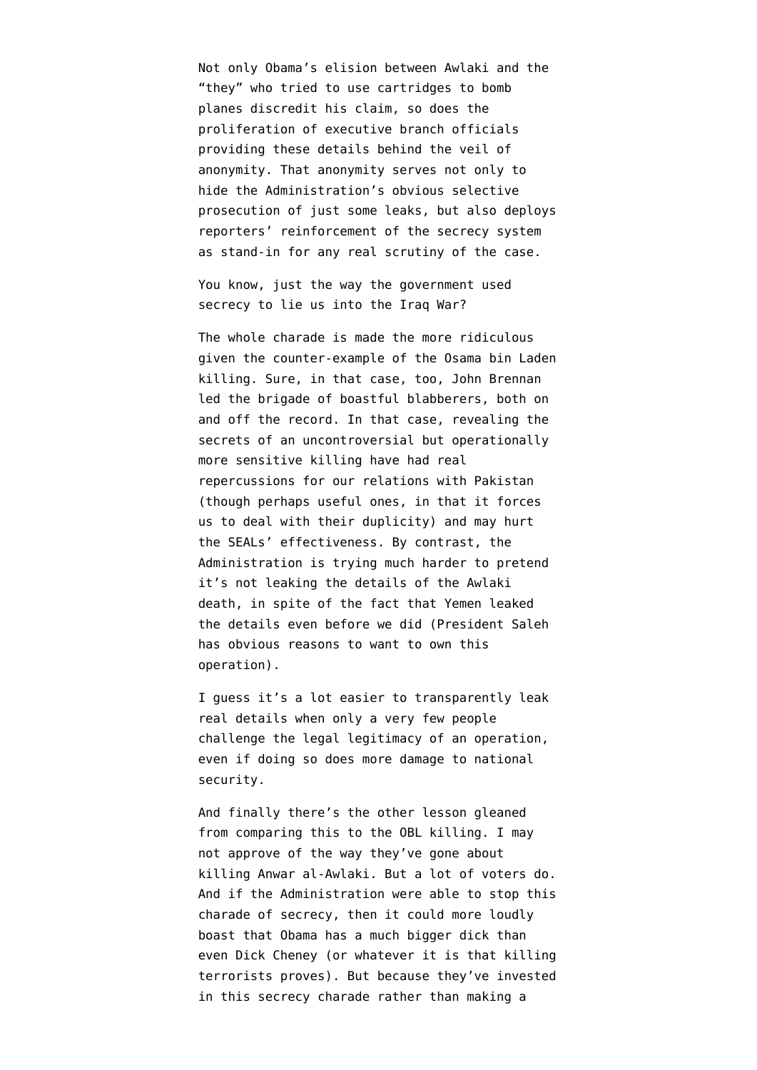Not only Obama's elision between Awlaki and the "they" who tried to use cartridges to bomb planes discredit his claim, so does the proliferation of executive branch officials providing these details behind the veil of anonymity. That anonymity serves not only to hide the Administration's obvious selective prosecution of just some leaks, but also deploys reporters' reinforcement of the secrecy system as stand-in for any real scrutiny of the case.

You know, just the way the government used secrecy to lie us into the Iraq War?

The whole charade is made the more ridiculous given the counter-example of the Osama bin Laden killing. Sure, in that case, too, John Brennan led the brigade of boastful blabberers, both on and off the record. In that case, revealing the secrets of an uncontroversial but operationally more sensitive killing have had real repercussions for our relations with Pakistan (though perhaps useful ones, in that it forces us to deal with their duplicity) and may hurt the SEALs' effectiveness. By contrast, the Administration is trying much harder to pretend it's not leaking the details of the Awlaki death, in spite of the fact that Yemen leaked the details even before we did (President Saleh has obvious reasons to want to own this operation).

I guess it's a lot easier to transparently leak real details when only a very few people challenge the legal legitimacy of an operation, even if doing so does more damage to national security.

And finally there's the other lesson gleaned from comparing this to the OBL killing. I may not approve of the way they've gone about killing Anwar al-Awlaki. But a lot of voters do. And if the Administration were able to stop this charade of secrecy, then it could more loudly boast that Obama has a much bigger dick than even Dick Cheney (or whatever it is that killing terrorists proves). But because they've invested in this secrecy charade rather than making a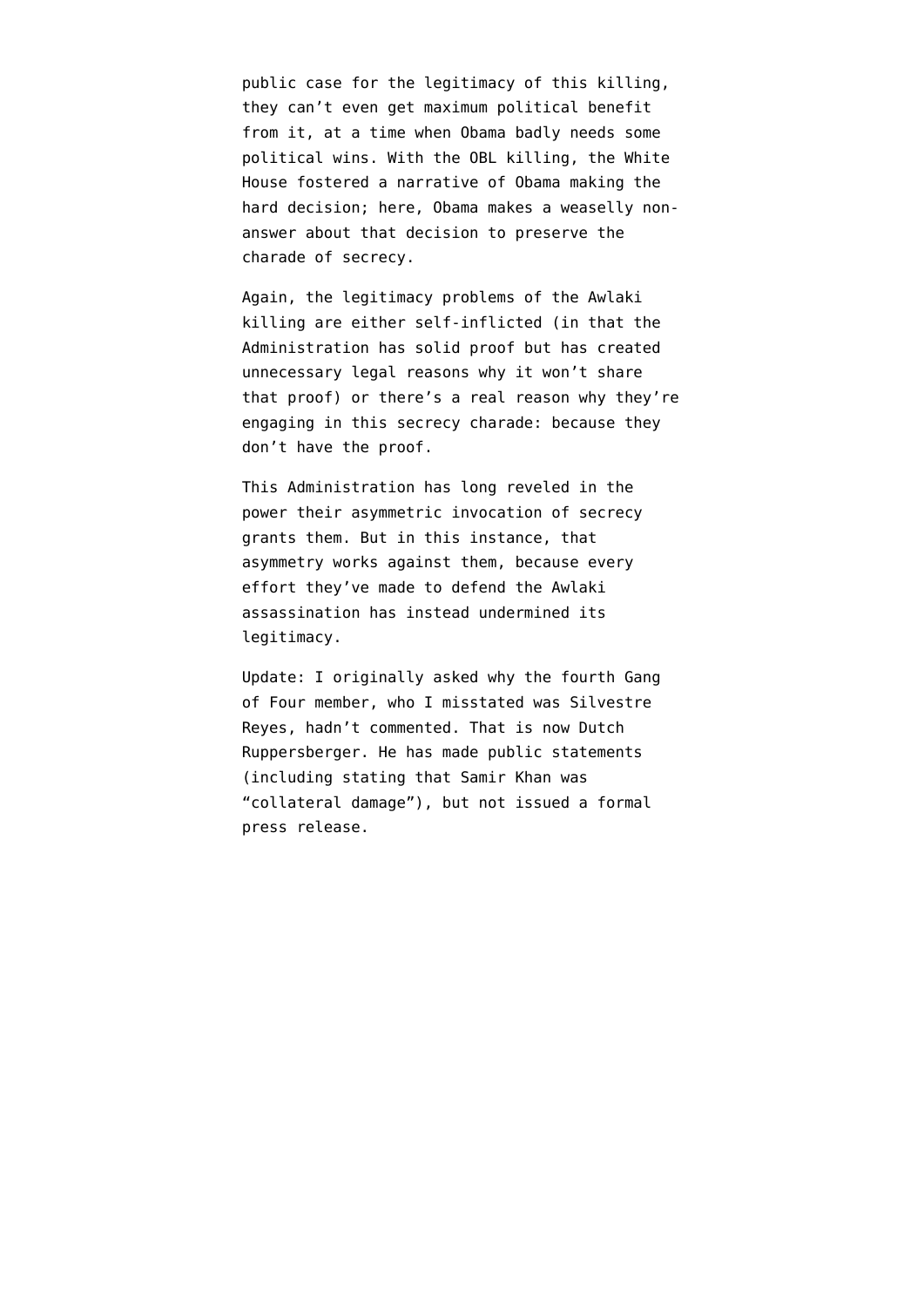public case for the legitimacy of this killing, they can't even get maximum political benefit from it, at a time when Obama badly needs some political wins. With the OBL killing, the White House fostered a narrative of Obama making the hard decision; here, Obama makes a weaselly non-answer about that decision to preserve the charade of secrecy.

Again, the legitimacy problems of the Awlaki killing are either self-inflicted (in that the Administration has solid proof but has created unnecessary legal reasons why it won't share that proof) or there's a real reason why they're engaging in this secrecy charade: because they don't have the proof.

This Administration has long reveled in the power their asymmetric invocation of secrecy grants them. But in this instance, that asymmetry works against them, because every effort they've made to defend the Awlaki assassination has instead undermined its legitimacy.

Update: I originally asked why the fourth Gang of Four member, who I misstated was Silvestre Reyes, hadn't commented. That is now Dutch Ruppersberger. He has made public statements (including stating that Samir Khan was "collateral damage"), but not issued a formal press release.